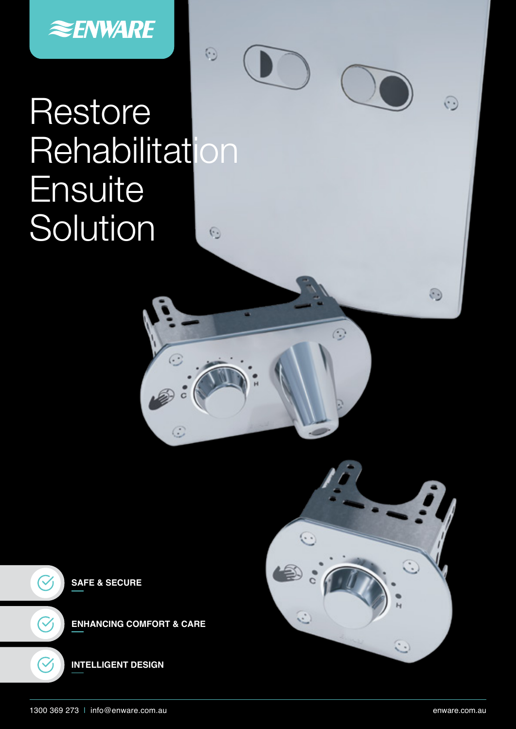ENWARE

# Restore Rehabilitation Ensuite Solution

- **SAFE & SECURE**
- **ENHANCING COMFORT & CARE**
- **INTELLIGENT DESIGN**

1300 369 273 | info@enware.com.au

enware.com.au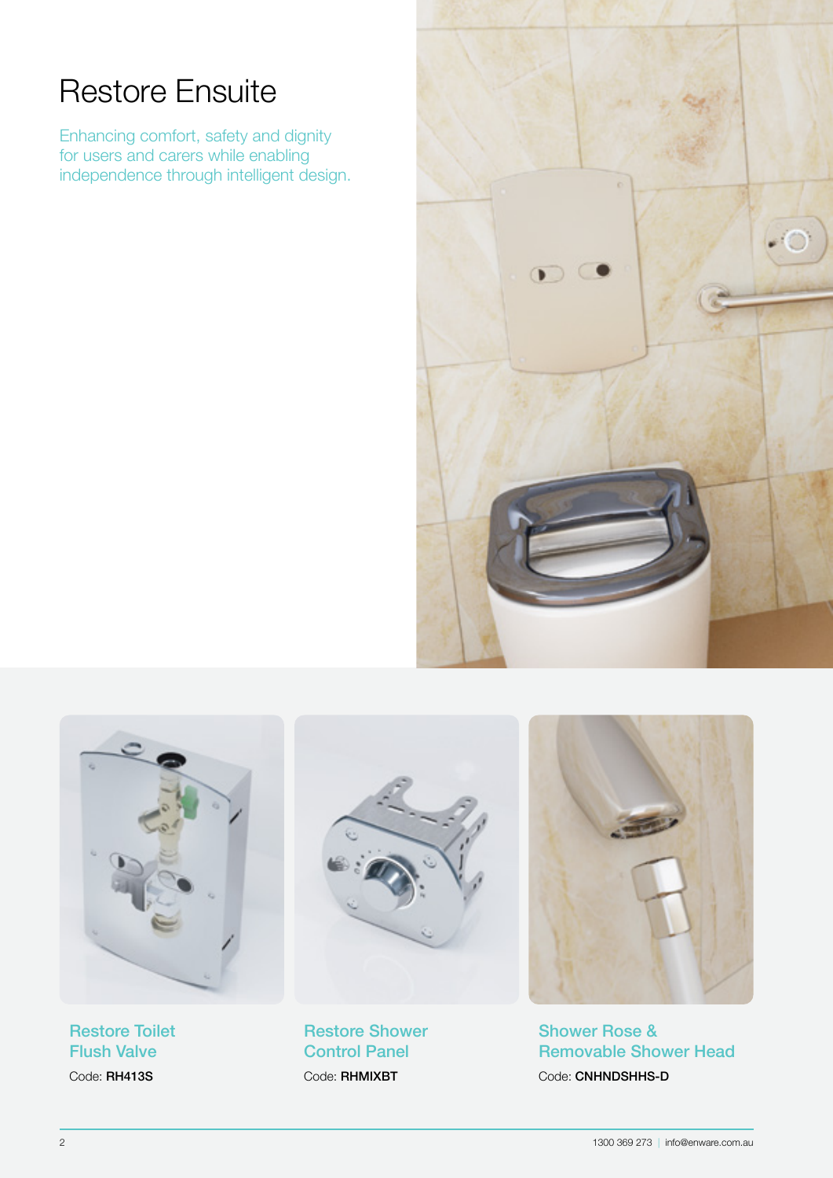# Restore Ensuite

Enhancing comfort, safety and dignity for users and carers while enabling independence through intelligent design.

### Restore Toilet Flush Valve

Code: **RH413S**

### Restore Shower Control Panel

Code: **RHMIXBT**

### Shower Rose & Removable Shower Head

Code: **CNHNDSHHS-D**

1300 369 273 | info@enware.com.au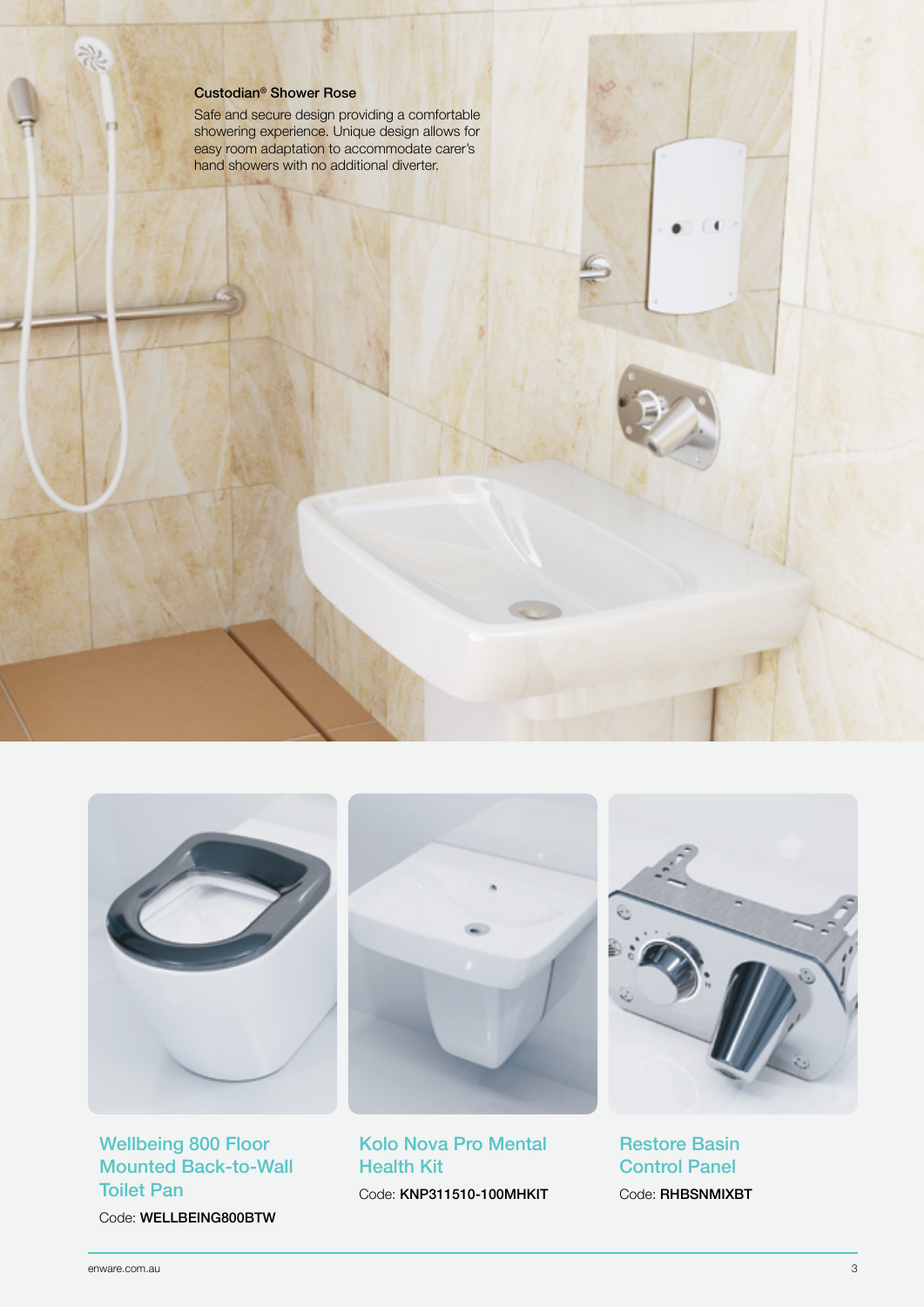### Custodian® Shower Rose

Safe and secure design providing a comfortable showering experience. Unique design allows for easy room adaptation to accommodate carer's hand showers with no additional diverter.

### Wellbeing 800 Floor Mounted Back-to-Wall Toilet Pan

Code: **WELLBEING800BTW**

### Kolo Nova Pro Mental Health Kit

Code: **KNP311510-100MHKIT**

### Restore Basin Control Panel

Code: **RHBSNMIXBT**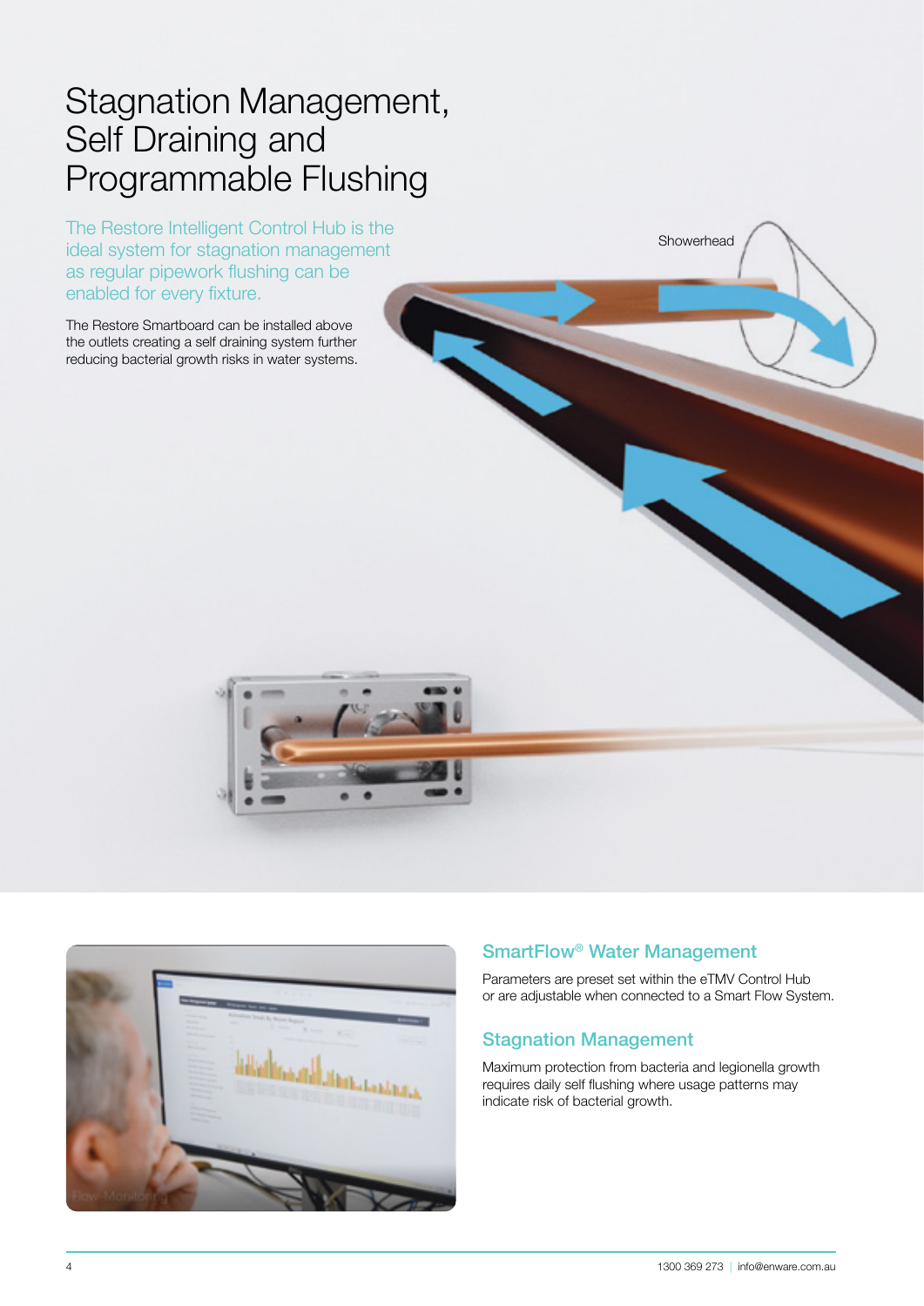# Stagnation Management, Self Draining and Programmable Flushing

The Restore Intelligent Control Hub is the ideal system for stagnation management as regular pipework flushing can be enabled for every fixture.

The Restore Smartboard can be installed above the outlets creating a self draining system further reducing bacterial growth risks in water systems.

Showerhead

## SmartFlow® Water Management

Parameters are preset set within the eTMV Control Hub or are adjustable when connected to a Smart Flow System.

## Stagnation Management

Maximum protection from bacteria and legionella growth requires daily self flushing where usage patterns may indicate risk of bacterial growth.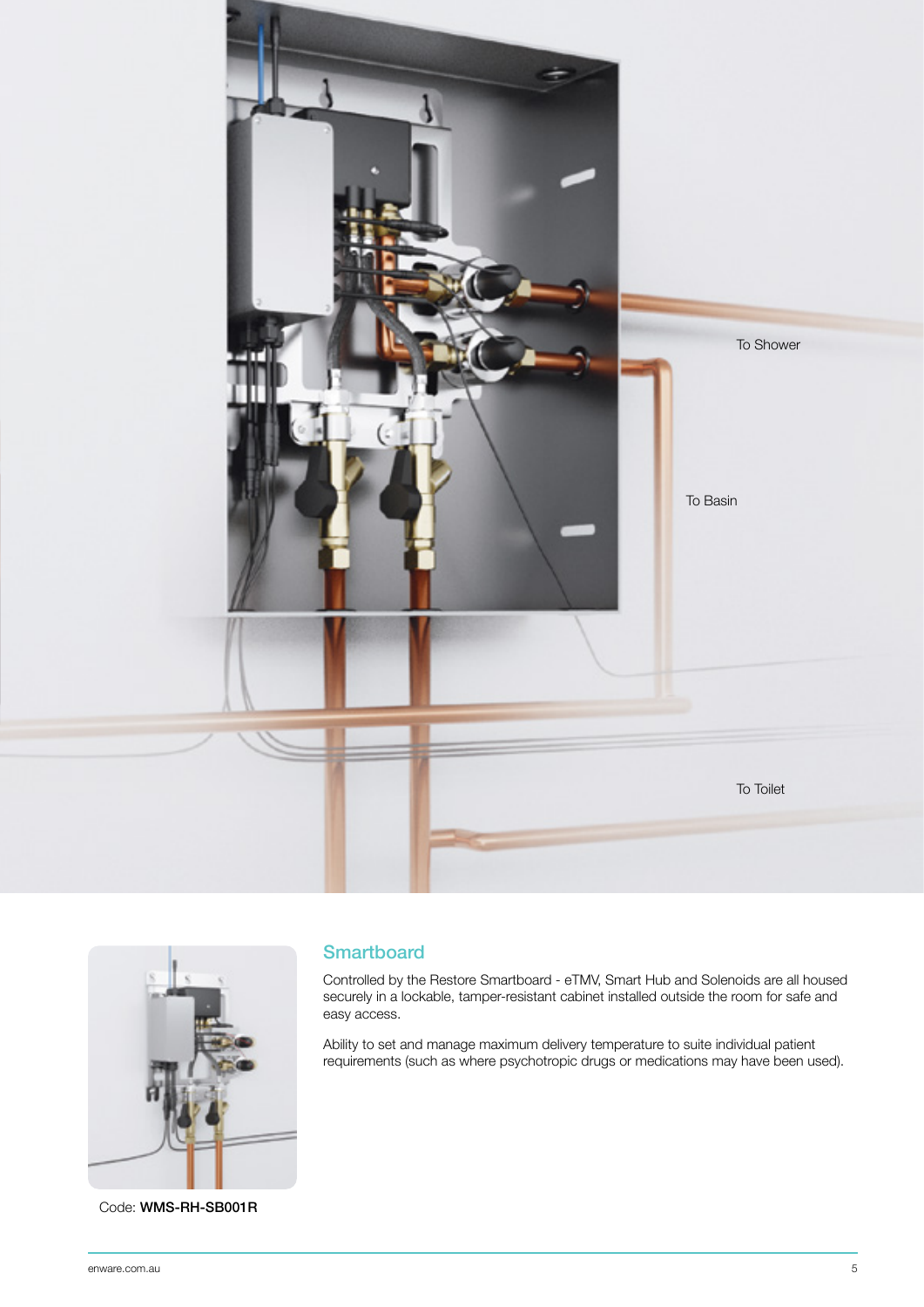To Shower

To Basin

To Toilet

Code: **WMS-RH-SB001R**

## Smartboard

Controlled by the Restore Smartboard - eTMV, Smart Hub and Solenoids are all housed securely in a lockable, tamper-resistant cabinet installed outside the room for safe and easy access.

Ability to set and manage maximum delivery temperature to suite individual patient requirements (such as where psychotropic drugs or medications may have been used).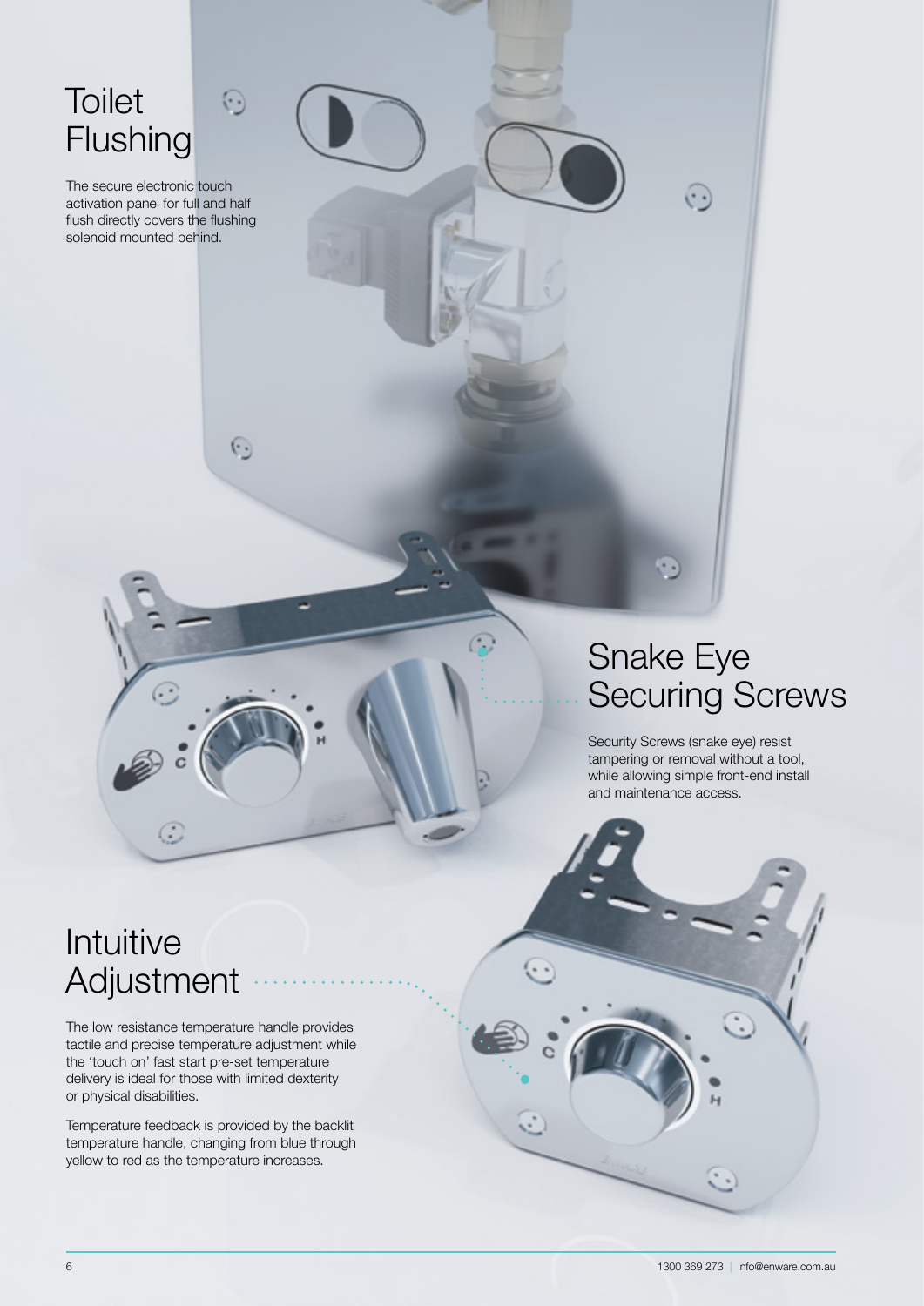## Toilet Flushing

The secure electronic touch activation panel for full and half flush directly covers the flushing solenoid mounted behind.

## Snake Eye Securing Screws

Security Screws (snake eye) resist tampering or removal without a tool, while allowing simple front-end install and maintenance access.

## Intuitive Adjustment

The low resistance temperature handle provides tactile and precise temperature adjustment while the 'touch on' fast start pre-set temperature delivery is ideal for those with limited dexterity or physical disabilities.

Temperature feedback is provided by the backlit temperature handle, changing from blue through yellow to red as the temperature increases.

1300 369 273 | info@enware.com.au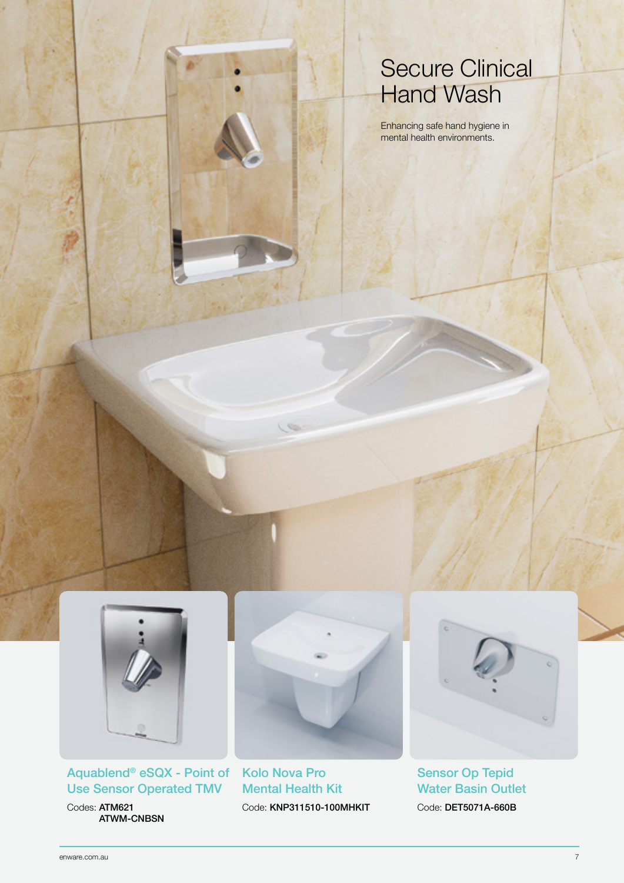# Secure Clinical Hand Wash

Enhancing safe hand hygiene in mental health environments.

## Aquablend® eSQX - Point of Use Sensor Operated TMV

Codes: **ATM621**
**ATWM-CNBSN**

## Kolo Nova Pro Mental Health Kit

Code: **KNP311510-100MHKIT**

## Sensor Op Tepid Water Basin Outlet

Code: **DET5071A-660B**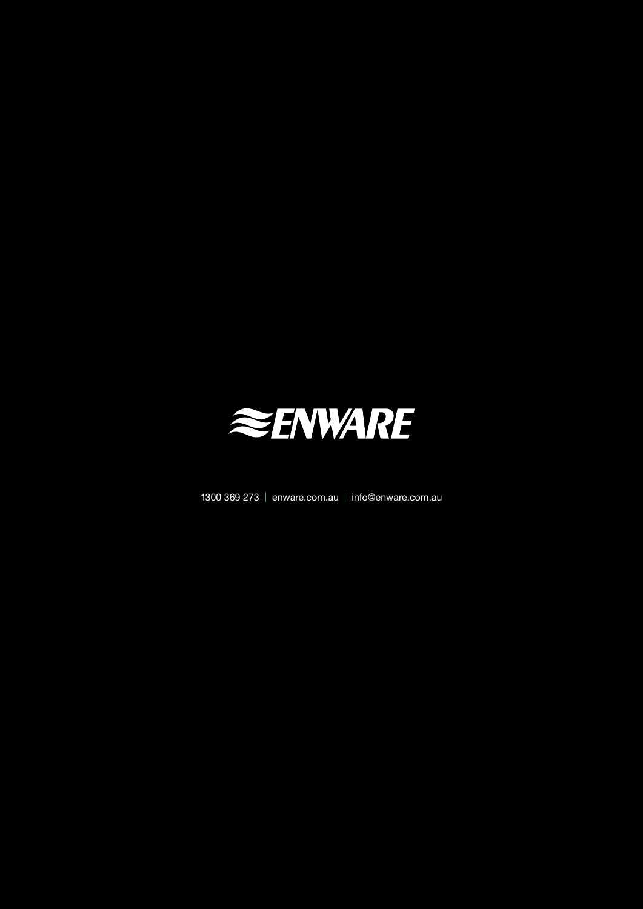ENWARE

1300 369 273 | enware.com.au | info@enware.com.au